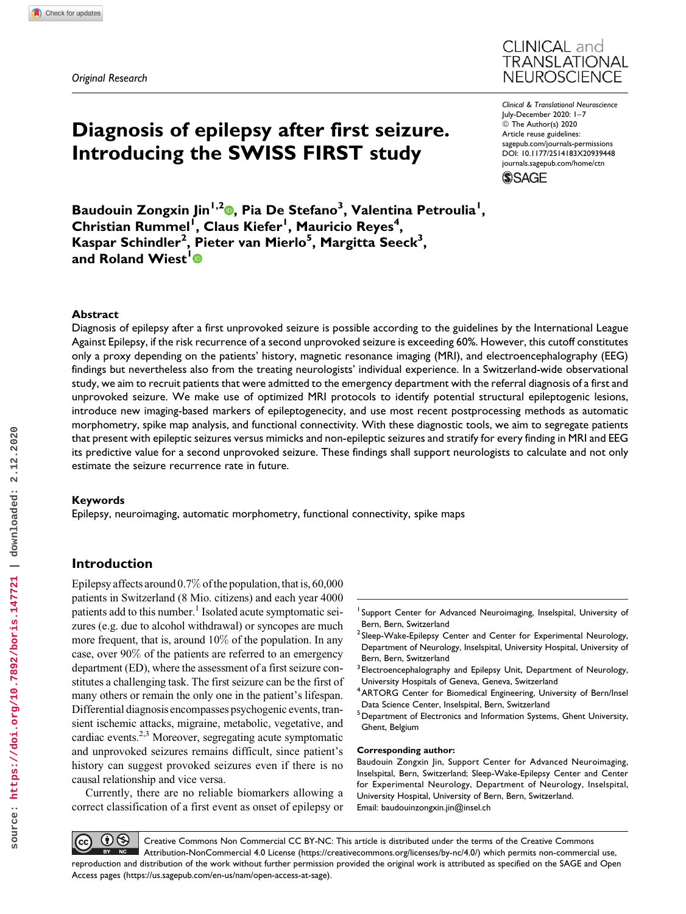Original Research

# Diagnosis of epilepsy after first seizure. Introducing the SWISS FIRST study

**Baudouin Zongxin Jin[1,2], Pia De Stefano[3], Valentina Petroulia[1], Christian Rummel[1], Claus Kiefer[1], Mauricio Reyes[4], Kaspar Schindler[2], Pieter van Mierlo[5], Margitta Seeck[3], and Roland Wiest[1]**

Clinical & Translational Neuroscience
July-December 2020: 1–7
© The Author(s) 2020
Article reuse guidelines: sagepub.com/journals-permissions
DOI: 10.1177/2514183X20939448
journals.sagepub.com/home/ctn

## Abstract

Diagnosis of epilepsy after a first unprovoked seizure is possible according to the guidelines by the International League Against Epilepsy, if the risk recurrence of a second unprovoked seizure is exceeding 60%. However, this cutoff constitutes only a proxy depending on the patients' history, magnetic resonance imaging (MRI), and electroencephalography (EEG) findings but nevertheless also from the treating neurologists' individual experience. In a Switzerland-wide observational study, we aim to recruit patients that were admitted to the emergency department with the referral diagnosis of a first and unprovoked seizure. We make use of optimized MRI protocols to identify potential structural epileptogenic lesions, introduce new imaging-based markers of epileptogenicity, and use most recent postprocessing methods as automatic morphometry, spike map analysis, and functional connectivity. With these diagnostic tools, we aim to segregate patients that present with epileptic seizures versus mimicks and non-epileptic seizures and stratify for every finding in MRI and EEG its predictive value for a second unprovoked seizure. These findings shall support neurologists to calculate and not only estimate the seizure recurrence rate in future.

## Keywords

Epilepsy, neuroimaging, automatic morphometry, functional connectivity, spike maps

## Introduction

Epilepsy affects around 0.7% of the population, that is, 60,000 patients in Switzerland (8 Mio. citizens) and each year 4000 patients add to this number.[1] Isolated acute symptomatic seizures (e.g. due to alcohol withdrawal) or syncopes are much more frequent, that is, around 10% of the population. In any case, over 90% of the patients are referred to an emergency department (ED), where the assessment of a first seizure constitutes a challenging task. The first seizure can be the first of many others or remain the only one in the patient's lifespan. Differential diagnosis encompasses psychogenic events, transient ischemic attacks, migraine, metabolic, vegetative, and cardiac events.[2,3] Moreover, segregating acute symptomatic and unprovoked seizures remains difficult, since patient's history can suggest provoked seizures even if there is no causal relationship and vice versa.

Currently, there are no reliable biomarkers allowing a correct classification of a first event as onset of epilepsy or

---

[1] Support Center for Advanced Neuroimaging, Inselspital, University of Bern, Bern, Switzerland
[2] Sleep-Wake-Epilepsy Center and Center for Experimental Neurology, Department of Neurology, Inselspital, University Hospital, University of Bern, Bern, Switzerland
[3] Electroencephalography and Epilepsy Unit, Department of Neurology, University Hospitals of Geneva, Geneva, Switzerland
[4] ARTORG Center for Biomedical Engineering, University of Bern/Insel Data Science Center, Inselspital, Bern, Switzerland
[5] Department of Electronics and Information Systems, Ghent University, Ghent, Belgium

**Corresponding author:**
Baudouin Zongxin Jin, Support Center for Advanced Neuroimaging, Inselspital, Bern, Switzerland; Sleep-Wake-Epilepsy Center and Center for Experimental Neurology, Department of Neurology, Inselspital, University Hospital, University of Bern, Bern, Switzerland.
Email: baudouinzongxin.jin@insel.ch

Creative Commons Non Commercial CC BY-NC: This article is distributed under the terms of the Creative Commons Attribution-NonCommercial 4.0 License (https://creativecommons.org/licenses/by-nc/4.0/) which permits non-commercial use, reproduction and distribution of the work without further permission provided the original work is attributed as specified on the SAGE and Open Access pages (https://us.sagepub.com/en-us/nam/open-access-at-sage).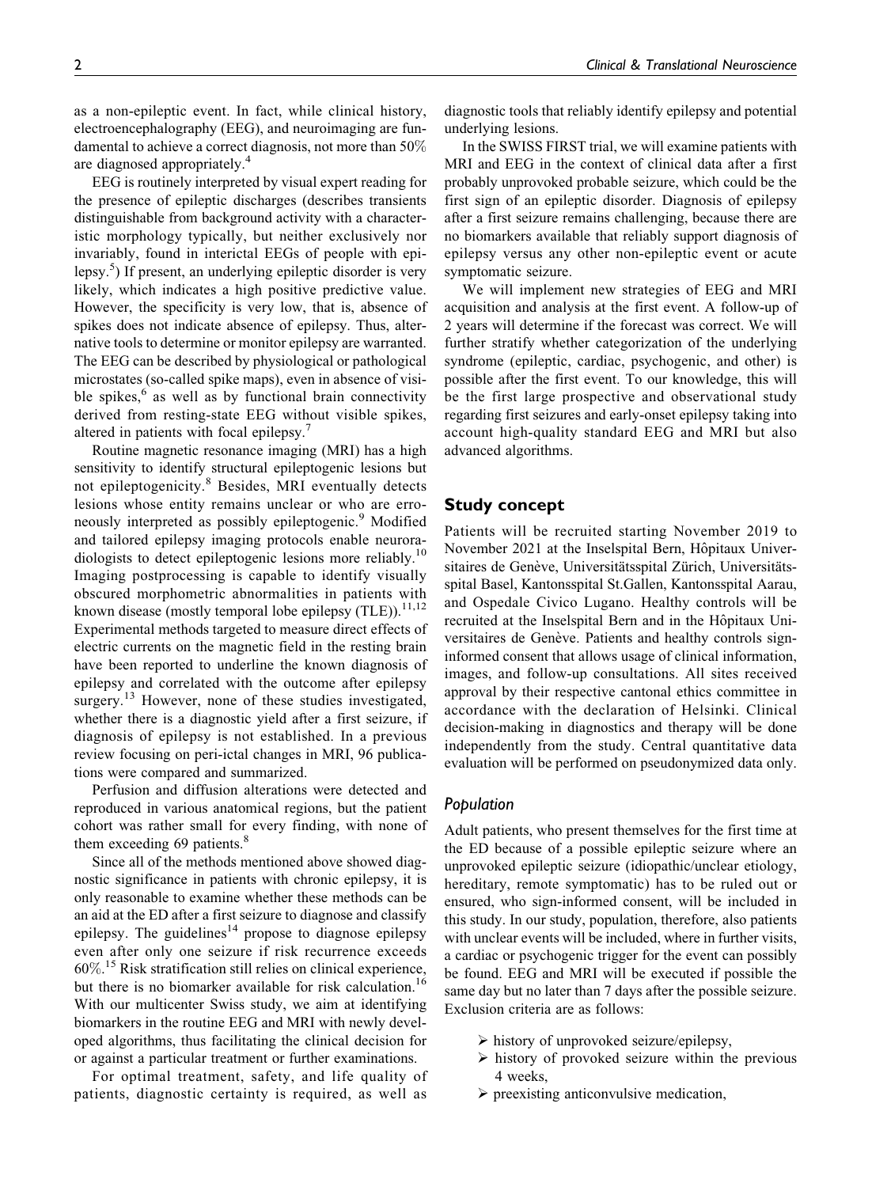as a non-epileptic event. In fact, while clinical history, electroencephalography (EEG), and neuroimaging are fundamental to achieve a correct diagnosis, not more than 50% are diagnosed appropriately.[4]

EEG is routinely interpreted by visual expert reading for the presence of epileptic discharges (describes transients distinguishable from background activity with a characteristic morphology typically, but neither exclusively nor invariably, found in interictal EEGs of people with epilepsy.[5]) If present, an underlying epileptic disorder is very likely, which indicates a high positive predictive value. However, the specificity is very low, that is, absence of spikes does not indicate absence of epilepsy. Thus, alternative tools to determine or monitor epilepsy are warranted. The EEG can be described by physiological or pathological microstates (so-called spike maps), even in absence of visible spikes,[6] as well as by functional brain connectivity derived from resting-state EEG without visible spikes, altered in patients with focal epilepsy.[7]

Routine magnetic resonance imaging (MRI) has a high sensitivity to identify structural epileptogenic lesions but not epileptogenicity.[8] Besides, MRI eventually detects lesions whose entity remains unclear or who are erroneously interpreted as possibly epileptogenic.[9] Modified and tailored epilepsy imaging protocols enable neuroradiologists to detect epileptogenic lesions more reliably.[10] Imaging postprocessing is capable to identify visually obscured morphometric abnormalities in patients with known disease (mostly temporal lobe epilepsy (TLE)).[11,12] Experimental methods targeted to measure direct effects of electric currents on the magnetic field in the resting brain have been reported to underline the known diagnosis of epilepsy and correlated with the outcome after epilepsy surgery.[13] However, none of these studies investigated, whether there is a diagnostic yield after a first seizure, if diagnosis of epilepsy is not established. In a previous review focusing on peri-ictal changes in MRI, 96 publications were compared and summarized.

Perfusion and diffusion alterations were detected and reproduced in various anatomical regions, but the patient cohort was rather small for every finding, with none of them exceeding 69 patients.[8]

Since all of the methods mentioned above showed diagnostic significance in patients with chronic epilepsy, it is only reasonable to examine whether these methods can be an aid at the ED after a first seizure to diagnose and classify epilepsy. The guidelines[14] propose to diagnose epilepsy even after only one seizure if risk recurrence exceeds 60%.[15] Risk stratification still relies on clinical experience, but there is no biomarker available for risk calculation.[16] With our multicenter Swiss study, we aim at identifying biomarkers in the routine EEG and MRI with newly developed algorithms, thus facilitating the clinical decision for or against a particular treatment or further examinations.

For optimal treatment, safety, and life quality of patients, diagnostic certainty is required, as well as diagnostic tools that reliably identify epilepsy and potential underlying lesions.

In the SWISS FIRST trial, we will examine patients with MRI and EEG in the context of clinical data after a first probably unprovoked probable seizure, which could be the first sign of an epileptic disorder. Diagnosis of epilepsy after a first seizure remains challenging, because there are no biomarkers available that reliably support diagnosis of epilepsy versus any other non-epileptic event or acute symptomatic seizure.

We will implement new strategies of EEG and MRI acquisition and analysis at the first event. A follow-up of 2 years will determine if the forecast was correct. We will further stratify whether categorization of the underlying syndrome (epileptic, cardiac, psychogenic, and other) is possible after the first event. To our knowledge, this will be the first large prospective and observational study regarding first seizures and early-onset epilepsy taking into account high-quality standard EEG and MRI but also advanced algorithms.

## Study concept

Patients will be recruited starting November 2019 to November 2021 at the Inselspital Bern, Hôpitaux Universitaires de Genève, Universitätsspital Zürich, Universitätsspital Basel, Kantonsspital St.Gallen, Kantonsspital Aarau, and Ospedale Civico Lugano. Healthy controls will be recruited at the Inselspital Bern and in the Hôpitaux Universitaires de Genève. Patients and healthy controls sign-informed consent that allows usage of clinical information, images, and follow-up consultations. All sites received approval by their respective cantonal ethics committee in accordance with the declaration of Helsinki. Clinical decision-making in diagnostics and therapy will be done independently from the study. Central quantitative data evaluation will be performed on pseudonymized data only.

### *Population*

Adult patients, who present themselves for the first time at the ED because of a possible epileptic seizure where an unprovoked epileptic seizure (idiopathic/unclear etiology, hereditary, remote symptomatic) has to be ruled out or ensured, who sign-informed consent, will be included in this study. In our study, population, therefore, also patients with unclear events will be included, where in further visits, a cardiac or psychogenic trigger for the event can possibly be found. EEG and MRI will be executed if possible the same day but no later than 7 days after the possible seizure. Exclusion criteria are as follows:

- history of unprovoked seizure/epilepsy,
- history of provoked seizure within the previous 4 weeks,
- preexisting anticonvulsive medication,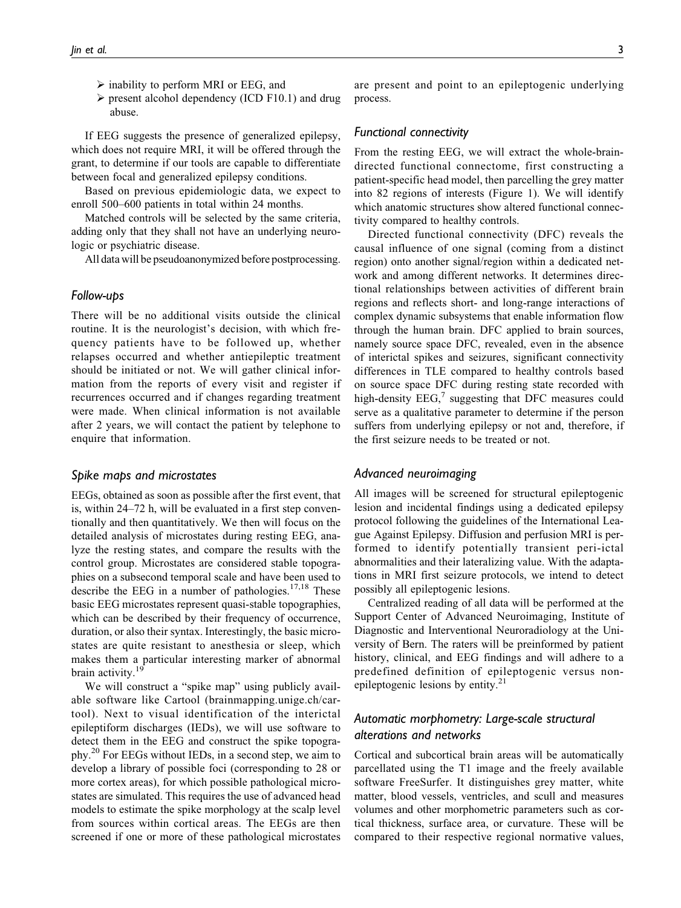- ➢ inability to perform MRI or EEG, and
- ➢ present alcohol dependency (ICD F10.1) and drug abuse.

If EEG suggests the presence of generalized epilepsy, which does not require MRI, it will be offered through the grant, to determine if our tools are capable to differentiate between focal and generalized epilepsy conditions.

Based on previous epidemiologic data, we expect to enroll 500–600 patients in total within 24 months.

Matched controls will be selected by the same criteria, adding only that they shall not have an underlying neurologic or psychiatric disease.

All data will be pseudoanonymized before postprocessing.

### *Follow-ups*

There will be no additional visits outside the clinical routine. It is the neurologist's decision, with which frequency patients have to be followed up, whether relapses occurred and whether antiepileptic treatment should be initiated or not. We will gather clinical information from the reports of every visit and register if recurrences occurred and if changes regarding treatment were made. When clinical information is not available after 2 years, we will contact the patient by telephone to enquire that information.

### *Spike maps and microstates*

EEGs, obtained as soon as possible after the first event, that is, within 24–72 h, will be evaluated in a first step conventionally and then quantitatively. We then will focus on the detailed analysis of microstates during resting EEG, analyze the resting states, and compare the results with the control group. Microstates are considered stable topographies on a subsecond temporal scale and have been used to describe the EEG in a number of pathologies.[17,18] These basic EEG microstates represent quasi-stable topographies, which can be described by their frequency of occurrence, duration, or also their syntax. Interestingly, the basic microstates are quite resistant to anesthesia or sleep, which makes them a particular interesting marker of abnormal brain activity.[19]

We will construct a "spike map" using publicly available software like Cartool (brainmapping.unige.ch/cartool). Next to visual identification of the interictal epileptiform discharges (IEDs), we will use software to detect them in the EEG and construct the spike topography.[20] For EEGs without IEDs, in a second step, we aim to develop a library of possible foci (corresponding to 28 or more cortex areas), for which possible pathological microstates are simulated. This requires the use of advanced head models to estimate the spike morphology at the scalp level from sources within cortical areas. The EEGs are then screened if one or more of these pathological microstates are present and point to an epileptogenic underlying process.

### *Functional connectivity*

From the resting EEG, we will extract the whole-brain-directed functional connectome, first constructing a patient-specific head model, then parcelling the grey matter into 82 regions of interests (Figure 1). We will identify which anatomic structures show altered functional connectivity compared to healthy controls.

Directed functional connectivity (DFC) reveals the causal influence of one signal (coming from a distinct region) onto another signal/region within a dedicated network and among different networks. It determines directional relationships between activities of different brain regions and reflects short- and long-range interactions of complex dynamic subsystems that enable information flow through the human brain. DFC applied to brain sources, namely source space DFC, revealed, even in the absence of interictal spikes and seizures, significant connectivity differences in TLE compared to healthy controls based on source space DFC during resting state recorded with high-density EEG,[7] suggesting that DFC measures could serve as a qualitative parameter to determine if the person suffers from underlying epilepsy or not and, therefore, if the first seizure needs to be treated or not.

### *Advanced neuroimaging*

All images will be screened for structural epileptogenic lesion and incidental findings using a dedicated epilepsy protocol following the guidelines of the International League Against Epilepsy. Diffusion and perfusion MRI is performed to identify potentially transient peri-ictal abnormalities and their lateralizing value. With the adaptations in MRI first seizure protocols, we intend to detect possibly all epileptogenic lesions.

Centralized reading of all data will be performed at the Support Center of Advanced Neuroimaging, Institute of Diagnostic and Interventional Neuroradiology at the University of Bern. The raters will be preinformed by patient history, clinical, and EEG findings and will adhere to a predefined definition of epileptogenic versus non-epileptogenic lesions by entity.[21]

### *Automatic morphometry: Large-scale structural alterations and networks*

Cortical and subcortical brain areas will be automatically parcellated using the T1 image and the freely available software FreeSurfer. It distinguishes grey matter, white matter, blood vessels, ventricles, and scull and measures volumes and other morphometric parameters such as cortical thickness, surface area, or curvature. These will be compared to their respective regional normative values,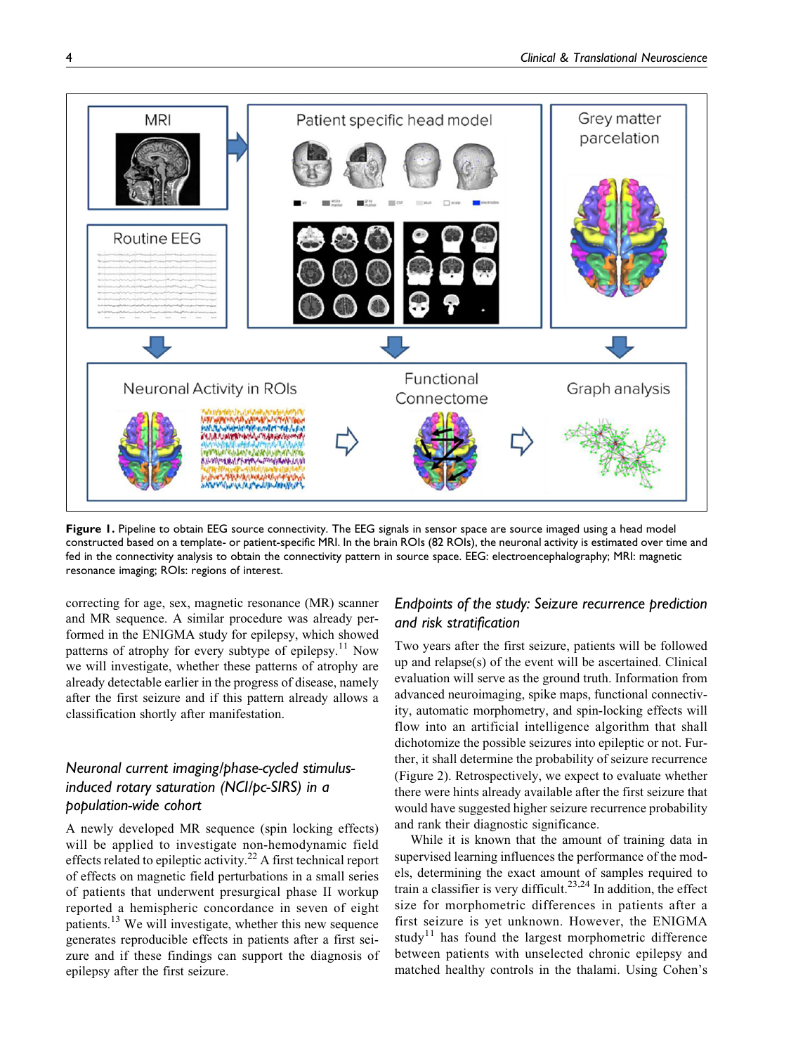**Figure 1.** Pipeline to obtain EEG source connectivity. The EEG signals in sensor space are source imaged using a head model constructed based on a template- or patient-specific MRI. In the brain ROIs (82 ROIs), the neuronal activity is estimated over time and fed in the connectivity analysis to obtain the connectivity pattern in source space. EEG: electroencephalography; MRI: magnetic resonance imaging; ROIs: regions of interest.

correcting for age, sex, magnetic resonance (MR) scanner and MR sequence. A similar procedure was already performed in the ENIGMA study for epilepsy, which showed patterns of atrophy for every subtype of epilepsy.[11] Now we will investigate, whether these patterns of atrophy are already detectable earlier in the progress of disease, namely after the first seizure and if this pattern already allows a classification shortly after manifestation.

### *Neuronal current imaging/phase-cycled stimulus-induced rotary saturation (NCI/pc-SIRS) in a population-wide cohort*

A newly developed MR sequence (spin locking effects) will be applied to investigate non-hemodynamic field effects related to epileptic activity.[22] A first technical report of effects on magnetic field perturbations in a small series of patients that underwent presurgical phase II workup reported a hemispheric concordance in seven of eight patients.[13] We will investigate, whether this new sequence generates reproducible effects in patients after a first seizure and if these findings can support the diagnosis of epilepsy after the first seizure.

### *Endpoints of the study: Seizure recurrence prediction and risk stratification*

Two years after the first seizure, patients will be followed up and relapse(s) of the event will be ascertained. Clinical evaluation will serve as the ground truth. Information from advanced neuroimaging, spike maps, functional connectivity, automatic morphometry, and spin-locking effects will flow into an artificial intelligence algorithm that shall dichotomize the possible seizures into epileptic or not. Further, it shall determine the probability of seizure recurrence (Figure 2). Retrospectively, we expect to evaluate whether there were hints already available after the first seizure that would have suggested higher seizure recurrence probability and rank their diagnostic significance.

While it is known that the amount of training data in supervised learning influences the performance of the models, determining the exact amount of samples required to train a classifier is very difficult.[23,24] In addition, the effect size for morphometric differences in patients after a first seizure is yet unknown. However, the ENIGMA study[11] has found the largest morphometric difference between patients with unselected chronic epilepsy and matched healthy controls in the thalami. Using Cohen's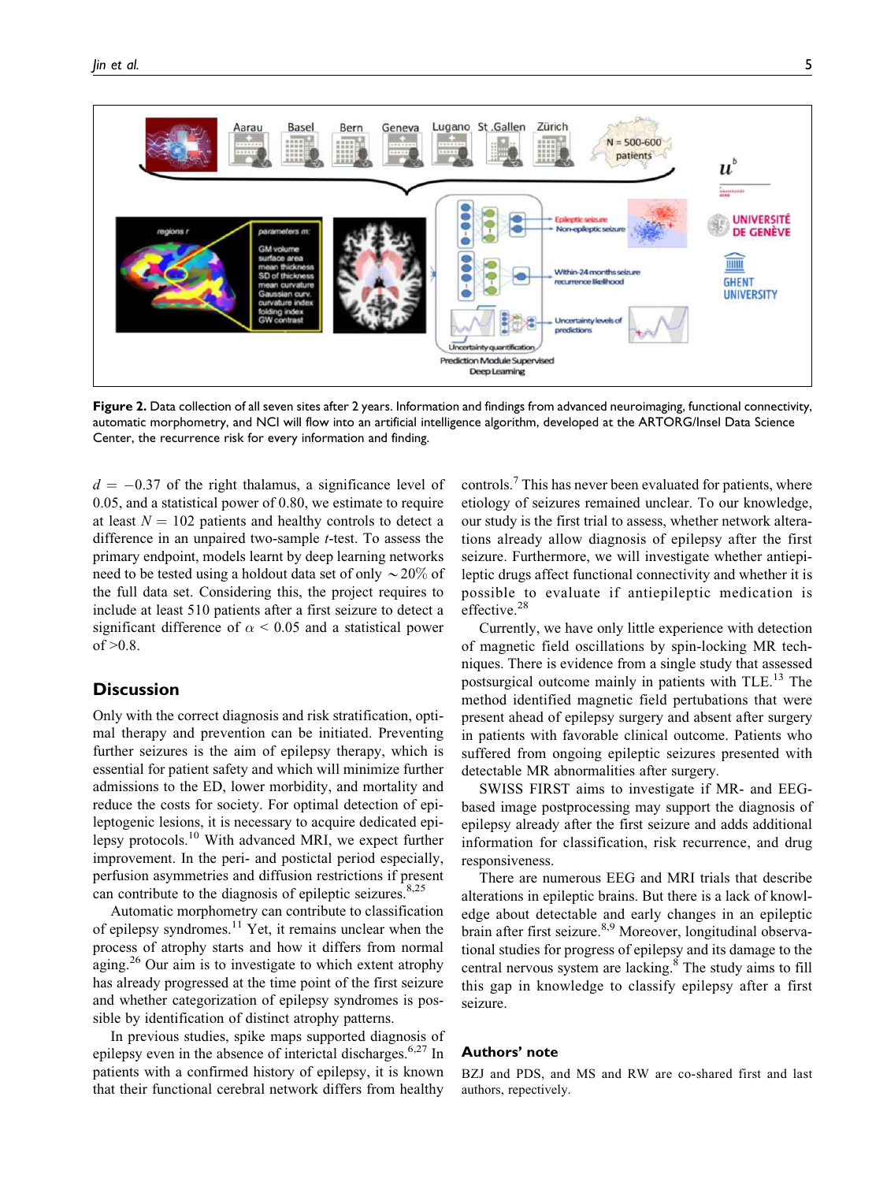Figure 2. Data collection of all seven sites after 2 years. Information and findings from advanced neuroimaging, functional connectivity, automatic morphometry, and NCI will flow into an artificial intelligence algorithm, developed at the ARTORG/Insel Data Science Center, the recurrence risk for every information and finding.

$d = -0.37$ of the right thalamus, a significance level of 0.05, and a statistical power of 0.80, we estimate to require at least $N = 102$ patients and healthy controls to detect a difference in an unpaired two-sample $t$-test. To assess the primary endpoint, models learnt by deep learning networks need to be tested using a holdout data set of only $\sim 20\%$ of the full data set. Considering this, the project requires to include at least 510 patients after a first seizure to detect a significant difference of $\alpha < 0.05$ and a statistical power of $>0.8$.

## Discussion

Only with the correct diagnosis and risk stratification, optimal therapy and prevention can be initiated. Preventing further seizures is the aim of epilepsy therapy, which is essential for patient safety and which will minimize further admissions to the ED, lower morbidity, and mortality and reduce the costs for society. For optimal detection of epileptogenic lesions, it is necessary to acquire dedicated epilepsy protocols.[10] With advanced MRI, we expect further improvement. In the peri- and postictal period especially, perfusion asymmetries and diffusion restrictions if present can contribute to the diagnosis of epileptic seizures.[8,25]

Automatic morphometry can contribute to classification of epilepsy syndromes.[11] Yet, it remains unclear when the process of atrophy starts and how it differs from normal aging.[26] Our aim is to investigate to which extent atrophy has already progressed at the time point of the first seizure and whether categorization of epilepsy syndromes is possible by identification of distinct atrophy patterns.

In previous studies, spike maps supported diagnosis of epilepsy even in the absence of interictal discharges.[6,27] In patients with a confirmed history of epilepsy, it is known that their functional cerebral network differs from healthy controls.[7] This has never been evaluated for patients, where etiology of seizures remained unclear. To our knowledge, our study is the first trial to assess, whether network alterations already allow diagnosis of epilepsy after the first seizure. Furthermore, we will investigate whether antiepileptic drugs affect functional connectivity and whether it is possible to evaluate if antiepileptic medication is effective.[28]

Currently, we have only little experience with detection of magnetic field oscillations by spin-locking MR techniques. There is evidence from a single study that assessed postsurgical outcome mainly in patients with TLE.[13] The method identified magnetic field pertubations that were present ahead of epilepsy surgery and absent after surgery in patients with favorable clinical outcome. Patients who suffered from ongoing epileptic seizures presented with detectable MR abnormalities after surgery.

SWISS FIRST aims to investigate if MR- and EEG-based image postprocessing may support the diagnosis of epilepsy already after the first seizure and adds additional information for classification, risk recurrence, and drug responsiveness.

There are numerous EEG and MRI trials that describe alterations in epileptic brains. But there is a lack of knowledge about detectable and early changes in an epileptic brain after first seizure.[8,9] Moreover, longitudinal observational studies for progress of epilepsy and its damage to the central nervous system are lacking.[8] The study aims to fill this gap in knowledge to classify epilepsy after a first seizure.

## Authors' note

BZJ and PDS, and MS and RW are co-shared first and last authors, repectively.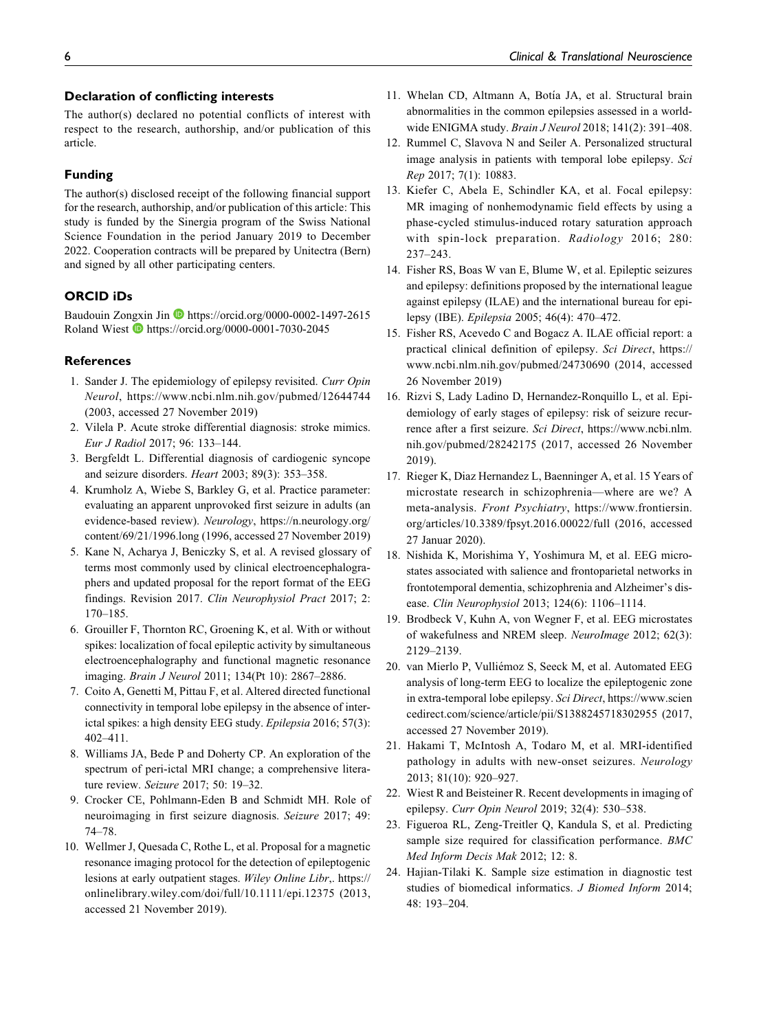## Declaration of conflicting interests

The author(s) declared no potential conflicts of interest with respect to the research, authorship, and/or publication of this article.

## Funding

The author(s) disclosed receipt of the following financial support for the research, authorship, and/or publication of this article: This study is funded by the Sinergia program of the Swiss National Science Foundation in the period January 2019 to December 2022. Cooperation contracts will be prepared by Unitectra (Bern) and signed by all other participating centers.

## ORCID iDs

Baudouin Zongxin Jin https://orcid.org/0000-0002-1497-2615
Roland Wiest https://orcid.org/0000-0001-7030-2045

## References

1. Sander J. The epidemiology of epilepsy revisited. *Curr Opin Neurol*, https://www.ncbi.nlm.nih.gov/pubmed/12644744 (2003, accessed 27 November 2019)
2. Vilela P. Acute stroke differential diagnosis: stroke mimics. *Eur J Radiol* 2017; 96: 133–144.
3. Bergfeldt L. Differential diagnosis of cardiogenic syncope and seizure disorders. *Heart* 2003; 89(3): 353–358.
4. Krumholz A, Wiebe S, Barkley G, et al. Practice parameter: evaluating an apparent unprovoked first seizure in adults (an evidence-based review). *Neurology*, https://n.neurology.org/content/69/21/1996.long (1996, accessed 27 November 2019)
5. Kane N, Acharya J, Beniczky S, et al. A revised glossary of terms most commonly used by clinical electroencephalographers and updated proposal for the report format of the EEG findings. Revision 2017. *Clin Neurophysiol Pract* 2017; 2: 170–185.
6. Grouiller F, Thornton RC, Groening K, et al. With or without spikes: localization of focal epileptic activity by simultaneous electroencephalography and functional magnetic resonance imaging. *Brain J Neurol* 2011; 134(Pt 10): 2867–2886.
7. Coito A, Genetti M, Pittau F, et al. Altered directed functional connectivity in temporal lobe epilepsy in the absence of interictal spikes: a high density EEG study. *Epilepsia* 2016; 57(3): 402–411.
8. Williams JA, Bede P and Doherty CP. An exploration of the spectrum of peri-ictal MRI change; a comprehensive literature review. *Seizure* 2017; 50: 19–32.
9. Crocker CE, Pohlmann-Eden B and Schmidt MH. Role of neuroimaging in first seizure diagnosis. *Seizure* 2017; 49: 74–78.
10. Wellmer J, Quesada C, Rothe L, et al. Proposal for a magnetic resonance imaging protocol for the detection of epileptogenic lesions at early outpatient stages. *Wiley Online Libr*,. https://onlinelibrary.wiley.com/doi/full/10.1111/epi.12375 (2013, accessed 21 November 2019).
11. Whelan CD, Altmann A, Botía JA, et al. Structural brain abnormalities in the common epilepsies assessed in a worldwide ENIGMA study. *Brain J Neurol* 2018; 141(2): 391–408.
12. Rummel C, Slavova N and Seiler A. Personalized structural image analysis in patients with temporal lobe epilepsy. *Sci Rep* 2017; 7(1): 10883.
13. Kiefer C, Abela E, Schindler KA, et al. Focal epilepsy: MR imaging of nonhemodynamic field effects by using a phase-cycled stimulus-induced rotary saturation approach with spin-lock preparation. *Radiology* 2016; 280: 237–243.
14. Fisher RS, Boas W van E, Blume W, et al. Epileptic seizures and epilepsy: definitions proposed by the international league against epilepsy (ILAE) and the international bureau for epilepsy (IBE). *Epilepsia* 2005; 46(4): 470–472.
15. Fisher RS, Acevedo C and Bogacz A. ILAE official report: a practical clinical definition of epilepsy. *Sci Direct*, https://www.ncbi.nlm.nih.gov/pubmed/24730690 (2014, accessed 26 November 2019)
16. Rizvi S, Lady Ladino D, Hernandez-Ronquillo L, et al. Epidemiology of early stages of epilepsy: risk of seizure recurrence after a first seizure. *Sci Direct*, https://www.ncbi.nlm.nih.gov/pubmed/28242175 (2017, accessed 26 November 2019).
17. Rieger K, Diaz Hernandez L, Baenninger A, et al. 15 Years of microstate research in schizophrenia—where are we? A meta-analysis. *Front Psychiatry*, https://www.frontiersin.org/articles/10.3389/fpsyt.2016.00022/full (2016, accessed 27 Januar 2020).
18. Nishida K, Morishima Y, Yoshimura M, et al. EEG microstates associated with salience and frontoparietal networks in frontotemporal dementia, schizophrenia and Alzheimer's disease. *Clin Neurophysiol* 2013; 124(6): 1106–1114.
19. Brodbeck V, Kuhn A, von Wegner F, et al. EEG microstates of wakefulness and NREM sleep. *NeuroImage* 2012; 62(3): 2129–2139.
20. van Mierlo P, Vulliémoz S, Seeck M, et al. Automated EEG analysis of long-term EEG to localize the epileptogenic zone in extra-temporal lobe epilepsy. *Sci Direct*, https://www.sciencedirect.com/science/article/pii/S1388245718302955 (2017, accessed 27 November 2019).
21. Hakami T, McIntosh A, Todaro M, et al. MRI-identified pathology in adults with new-onset seizures. *Neurology* 2013; 81(10): 920–927.
22. Wiest R and Beisteiner R. Recent developments in imaging of epilepsy. *Curr Opin Neurol* 2019; 32(4): 530–538.
23. Figueroa RL, Zeng-Treitler Q, Kandula S, et al. Predicting sample size required for classification performance. *BMC Med Inform Decis Mak* 2012; 12: 8.
24. Hajian-Tilaki K. Sample size estimation in diagnostic test studies of biomedical informatics. *J Biomed Inform* 2014; 48: 193–204.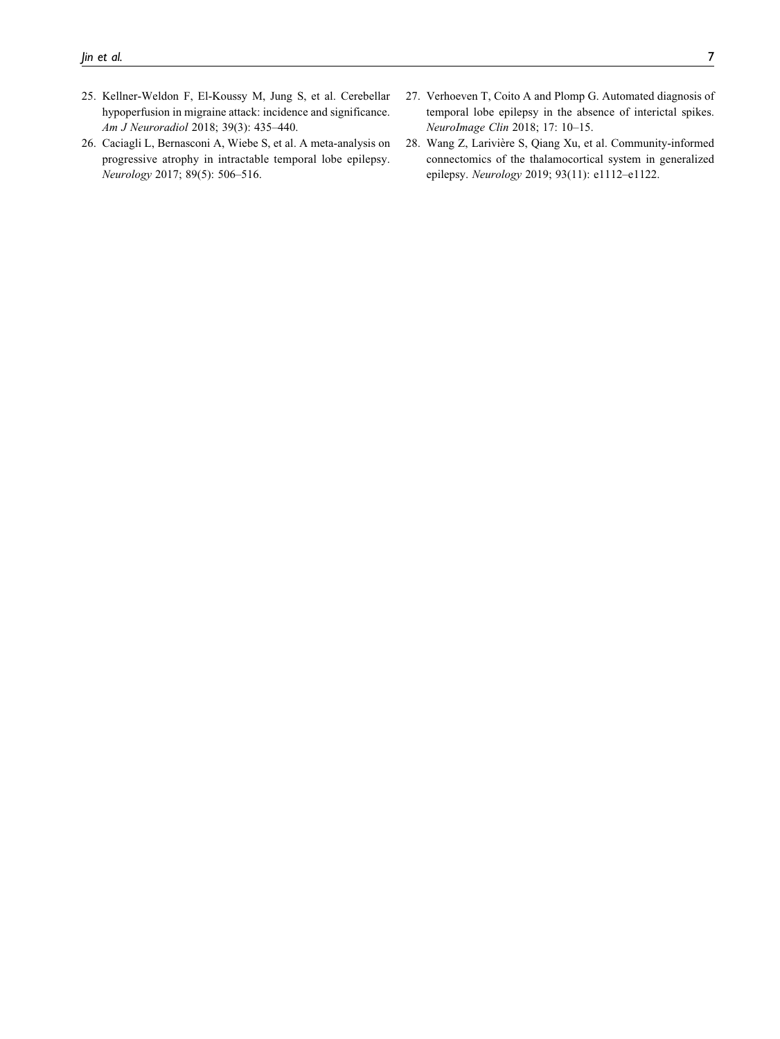25. Kellner-Weldon F, El-Koussy M, Jung S, et al. Cerebellar hypoperfusion in migraine attack: incidence and significance. *Am J Neuroradiol* 2018; 39(3): 435–440.
26. Caciagli L, Bernasconi A, Wiebe S, et al. A meta-analysis on progressive atrophy in intractable temporal lobe epilepsy. *Neurology* 2017; 89(5): 506–516.
27. Verhoeven T, Coito A and Plomp G. Automated diagnosis of temporal lobe epilepsy in the absence of interictal spikes. *NeuroImage Clin* 2018; 17: 10–15.
28. Wang Z, Larivière S, Qiang Xu, et al. Community-informed connectomics of the thalamocortical system in generalized epilepsy. *Neurology* 2019; 93(11): e1112–e1122.